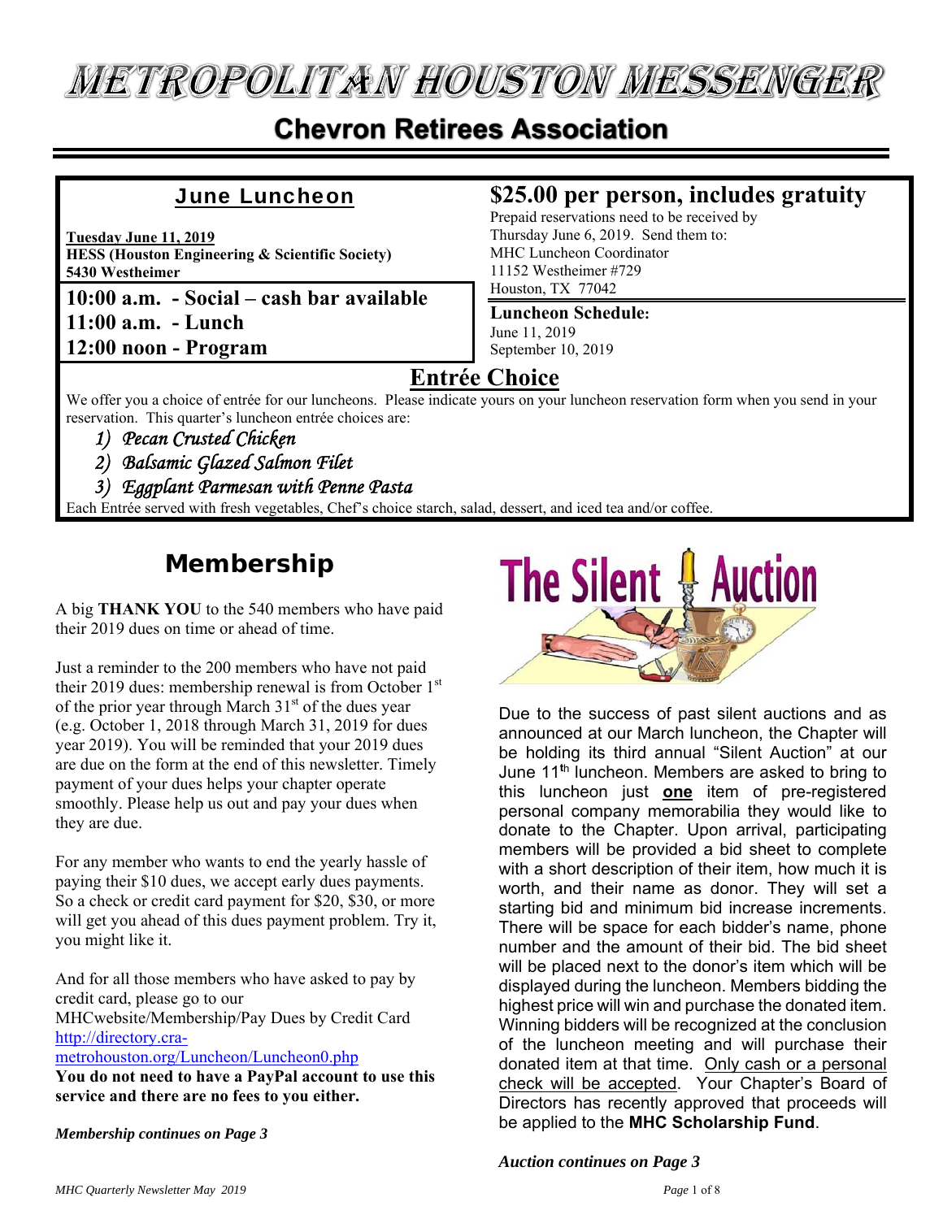# METROPOLITAN HOUSTON MESSENGER

## Chevron Retirees Association

### June Luncheon

**Tuesday June 11, 2019**
**HESS (Houston Engineering & Scientific Society)**
**5430 Westheimer**

**10:00 a.m. - Social – cash bar available**
**11:00 a.m. - Lunch**
**12:00 noon - Program**

### $25.00 per person, includes gratuity

Prepaid reservations need to be received by Thursday June 6, 2019. Send them to:
MHC Luncheon Coordinator
11152 Westheimer #729
Houston, TX 77042

**Luncheon Schedule:**
June 11, 2019
September 10, 2019

### Entrée Choice

We offer you a choice of entrée for our luncheons. Please indicate yours on your luncheon reservation form when you send in your reservation. This quarter's luncheon entrée choices are:

1) *Pecan Crusted Chicken*
2) *Balsamic Glazed Salmon Filet*
3) *Eggplant Parmesan with Penne Pasta*

Each Entrée served with fresh vegetables, Chef's choice starch, salad, dessert, and iced tea and/or coffee.

## Membership

A big **THANK YOU** to the 540 members who have paid their 2019 dues on time or ahead of time.

Just a reminder to the 200 members who have not paid their 2019 dues: membership renewal is from October 1st of the prior year through March 31st of the dues year (e.g. October 1, 2018 through March 31, 2019 for dues year 2019). You will be reminded that your 2019 dues are due on the form at the end of this newsletter. Timely payment of your dues helps your chapter operate smoothly. Please help us out and pay your dues when they are due.

For any member who wants to end the yearly hassle of paying their $10 dues, we accept early dues payments. So a check or credit card payment for $20, $30, or more will get you ahead of this dues payment problem. Try it, you might like it.

And for all those members who have asked to pay by credit card, please go to our MHCwebsite/Membership/Pay Dues by Credit Card http://directory.cra-metrohouston.org/Luncheon/Luncheon0.php
**You do not need to have a PayPal account to use this service and there are no fees to you either.**

***Membership continues on Page 3***

## The Silent Auction

Due to the success of past silent auctions and as announced at our March luncheon, the Chapter will be holding its third annual "Silent Auction" at our June 11th luncheon. Members are asked to bring to this luncheon just **one** item of pre-registered personal company memorabilia they would like to donate to the Chapter. Upon arrival, participating members will be provided a bid sheet to complete with a short description of their item, how much it is worth, and their name as donor. They will set a starting bid and minimum bid increase increments. There will be space for each bidder's name, phone number and the amount of their bid. The bid sheet will be placed next to the donor's item which will be displayed during the luncheon. Members bidding the highest price will win and purchase the donated item. Winning bidders will be recognized at the conclusion of the luncheon meeting and will purchase their donated item at that time. Only cash or a personal check will be accepted. Your Chapter's Board of Directors has recently approved that proceeds will be applied to the **MHC Scholarship Fund**.

***Auction continues on Page 3***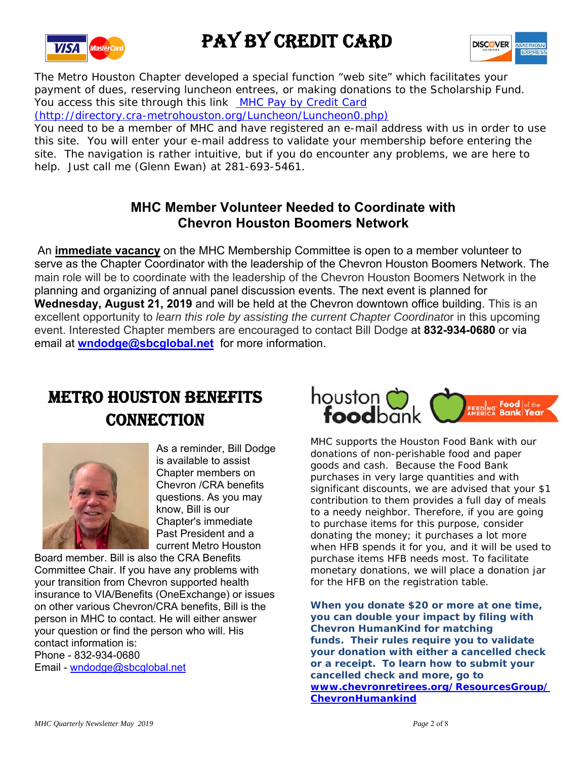# PAY BY CREDIT CARD

The Metro Houston Chapter developed a special function "web site" which facilitates your payment of dues, reserving luncheon entrees, or making donations to the Scholarship Fund. You access this site through this link MHC Pay by Credit Card (http://directory.cra-metrohouston.org/Luncheon/Luncheon0.php)

You need to be a member of MHC and have registered an e-mail address with us in order to use this site. You will enter your e-mail address to validate your membership before entering the site. The navigation is rather intuitive, but if you do encounter any problems, we are here to help. Just call me (Glenn Ewan) at 281-693-5461.

## MHC Member Volunteer Needed to Coordinate with Chevron Houston Boomers Network

An **immediate vacancy** on the MHC Membership Committee is open to a member volunteer to serve as the Chapter Coordinator with the leadership of the Chevron Houston Boomers Network. The main role will be to coordinate with the leadership of the Chevron Houston Boomers Network in the planning and organizing of annual panel discussion events. The next event is planned for **Wednesday, August 21, 2019** and will be held at the Chevron downtown office building. This is an excellent opportunity to *learn this role by assisting the current Chapter Coordinator* in this upcoming event. Interested Chapter members are encouraged to contact Bill Dodge at **832-934-0680** or via email at **wndodge@sbcglobal.net** for more information.

## METRO HOUSTON BENEFITS CONNECTION

As a reminder, Bill Dodge is available to assist Chapter members on Chevron /CRA benefits questions. As you may know, Bill is our Chapter's immediate Past President and a current Metro Houston Board member. Bill is also the CRA Benefits Committee Chair. If you have any problems with your transition from Chevron supported health insurance to VIA/Benefits (OneExchange) or issues on other various Chevron/CRA benefits, Bill is the person in MHC to contact. He will either answer your question or find the person who will. His contact information is:

Phone - 832-934-0680
Email - wndodge@sbcglobal.net

## houston foodbank

MHC supports the Houston Food Bank with our donations of non-perishable food and paper goods and cash. Because the Food Bank purchases in very large quantities and with significant discounts, we are advised that your $1 contribution to them provides a full day of meals to a needy neighbor. Therefore, if you are going to purchase items for this purpose, consider donating the money; it purchases a lot more when HFB spends it for you, and it will be used to purchase items HFB needs most. To facilitate monetary donations, we will place a donation jar for the HFB on the registration table.

**When you donate $20 or more at one time, you can double your impact by filing with Chevron HumanKind for matching funds. Their rules require you to validate your donation with either a cancelled check or a receipt. To learn how to submit your cancelled check and more, go to www.chevronretirees.org/ResourcesGroup/ChevronHumankind**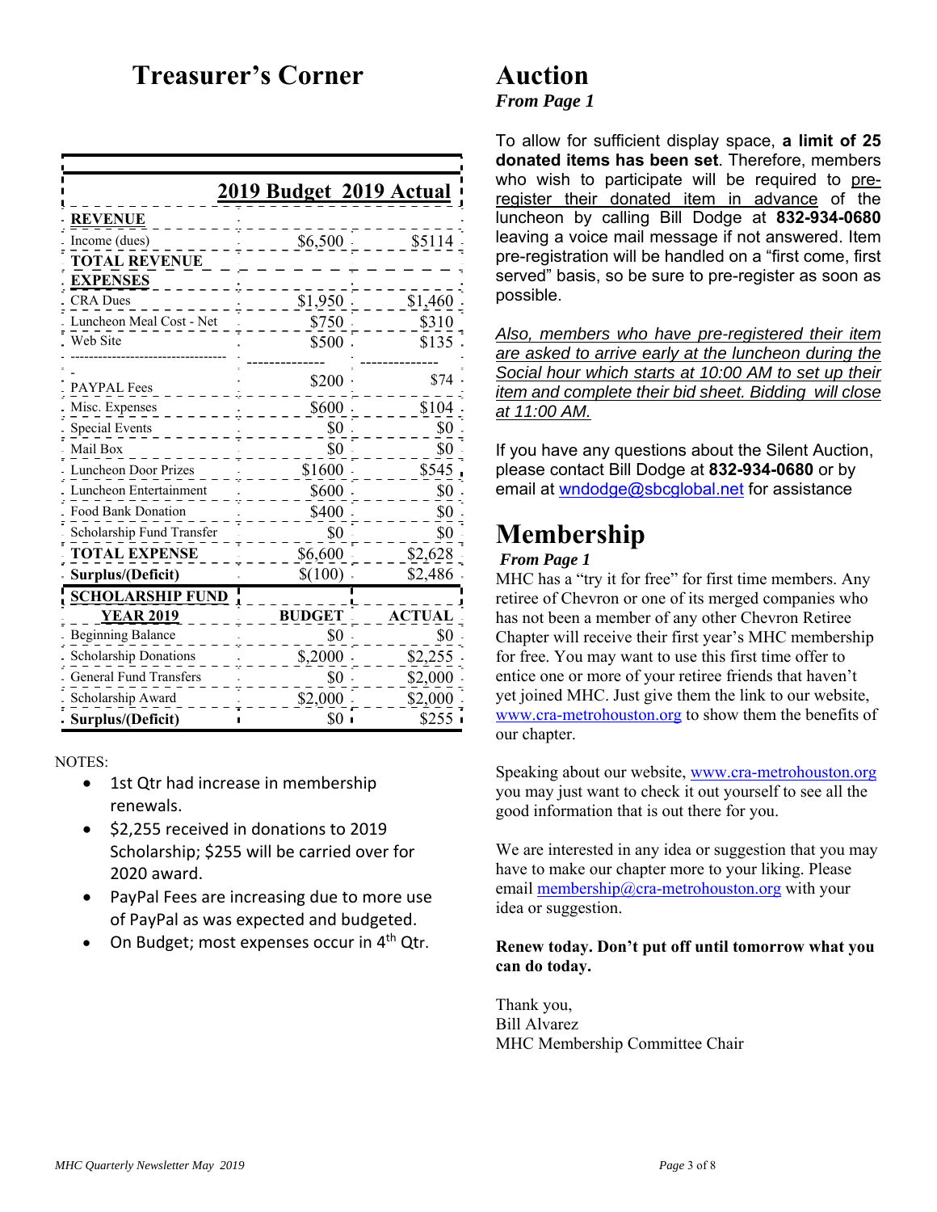# Treasurer's Corner

| | 2019 Budget | 2019 Actual |
|---|---|---|
| **REVENUE** | | |
| Income (dues) | $6,500 | $5114 |
| **TOTAL REVENUE** | | |
| **EXPENSES** | | |
| CRA Dues | $1,950 | $1,460 |
| Luncheon Meal Cost - Net | $750 | $310 |
| Web Site | $500 | $135 |
| PAYPAL Fees | $200 | $74 |
| Misc. Expenses | $600 | $104 |
| Special Events | $0 | $0 |
| Mail Box | $0 | $0 |
| Luncheon Door Prizes | $1600 | $545 |
| Luncheon Entertainment | $600 | $0 |
| Food Bank Donation | $400 | $0 |
| Scholarship Fund Transfer | $0 | $0 |
| **TOTAL EXPENSE** | $6,600 | $2,628 |
| **Surplus/(Deficit)** | $(100) | $2,486 |
| **SCHOLARSHIP FUND YEAR 2019** | **BUDGET** | **ACTUAL** |
| Beginning Balance | $0 | $0 |
| Scholarship Donations | $,2000 | $2,255 |
| General Fund Transfers | $0 | $2,000 |
| Scholarship Award | $2,000 | $2,000 |
| **Surplus/(Deficit)** | $0 | $255 |

NOTES:

- 1st Qtr had increase in membership renewals.
- $2,255 received in donations to 2019 Scholarship; $255 will be carried over for 2020 award.
- PayPal Fees are increasing due to more use of PayPal as was expected and budgeted.
- On Budget; most expenses occur in 4th Qtr.

# Auction

***From Page 1***

To allow for sufficient display space, **a limit of 25 donated items has been set**. Therefore, members who wish to participate will be required to pre-register their donated item in advance of the luncheon by calling Bill Dodge at **832-934-0680** leaving a voice mail message if not answered. Item pre-registration will be handled on a "first come, first served" basis, so be sure to pre-register as soon as possible.

*Also, members who have pre-registered their item are asked to arrive early at the luncheon during the Social hour which starts at 10:00 AM to set up their item and complete their bid sheet. Bidding will close at 11:00 AM.*

If you have any questions about the Silent Auction, please contact Bill Dodge at **832-934-0680** or by email at wndodge@sbcglobal.net for assistance

# Membership

***From Page 1***

MHC has a "try it for free" for first time members. Any retiree of Chevron or one of its merged companies who has not been a member of any other Chevron Retiree Chapter will receive their first year's MHC membership for free. You may want to use this first time offer to entice one or more of your retiree friends that haven't yet joined MHC. Just give them the link to our website, www.cra-metrohouston.org to show them the benefits of our chapter.

Speaking about our website, www.cra-metrohouston.org you may just want to check it out yourself to see all the good information that is out there for you.

We are interested in any idea or suggestion that you may have to make our chapter more to your liking. Please email membership@cra-metrohouston.org with your idea or suggestion.

**Renew today. Don't put off until tomorrow what you can do today.**

Thank you,
Bill Alvarez
MHC Membership Committee Chair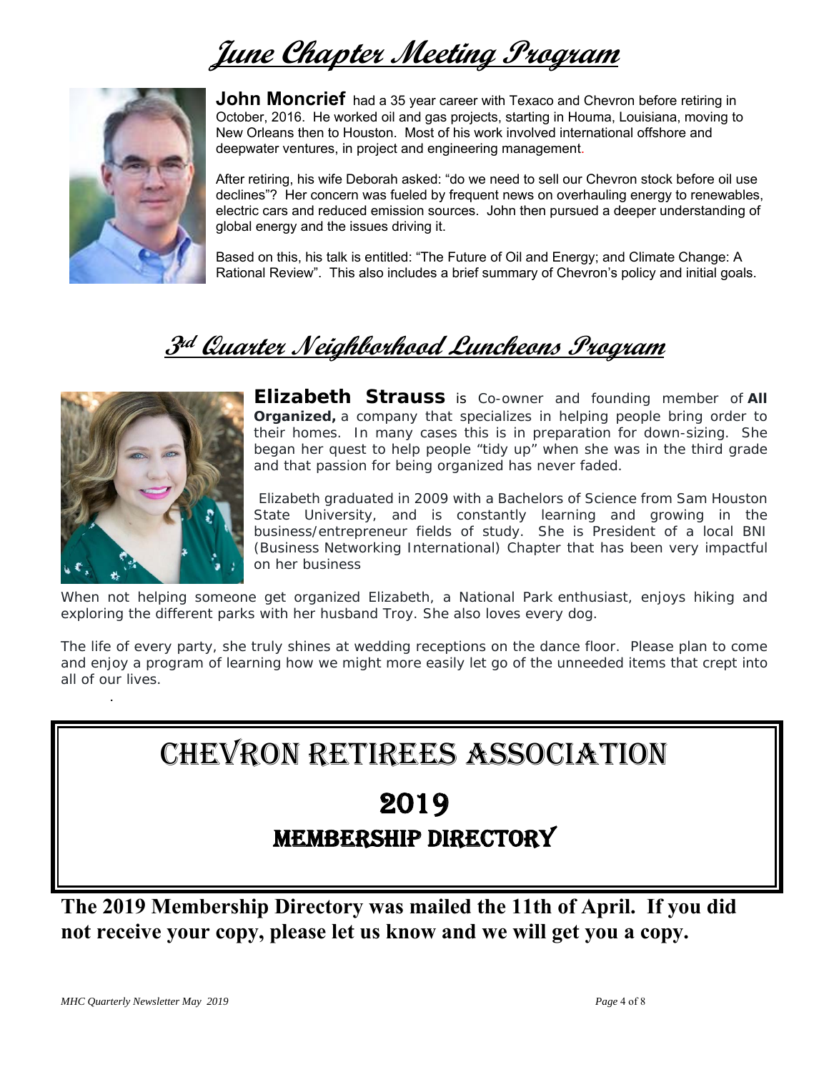# June Chapter Meeting Program

**John Moncrief** had a 35 year career with Texaco and Chevron before retiring in October, 2016. He worked oil and gas projects, starting in Houma, Louisiana, moving to New Orleans then to Houston. Most of his work involved international offshore and deepwater ventures, in project and engineering management.

After retiring, his wife Deborah asked: "do we need to sell our Chevron stock before oil use declines"? Her concern was fueled by frequent news on overhauling energy to renewables, electric cars and reduced emission sources. John then pursued a deeper understanding of global energy and the issues driving it.

Based on this, his talk is entitled: "The Future of Oil and Energy; and Climate Change: A Rational Review". This also includes a brief summary of Chevron's policy and initial goals.

# 3rd Quarter Neighborhood Luncheons Program

**Elizabeth Strauss** is Co-owner and founding member of **All Organized,** a company that specializes in helping people bring order to their homes. In many cases this is in preparation for down-sizing. She began her quest to help people "tidy up" when she was in the third grade and that passion for being organized has never faded.

Elizabeth graduated in 2009 with a Bachelors of Science from Sam Houston State University, and is constantly learning and growing in the business/entrepreneur fields of study. She is President of a local BNI (Business Networking International) Chapter that has been very impactful on her business

When not helping someone get organized Elizabeth, a National Park enthusiast, enjoys hiking and exploring the different parks with her husband Troy. She also loves every dog.

The life of every party, she truly shines at wedding receptions on the dance floor. Please plan to come and enjoy a program of learning how we might more easily let go of the unneeded items that crept into all of our lives.

# CHEVRON RETIREES ASSOCIATION

## 2019

## MEMBERSHIP DIRECTORY

**The 2019 Membership Directory was mailed the 11th of April. If you did not receive your copy, please let us know and we will get you a copy.**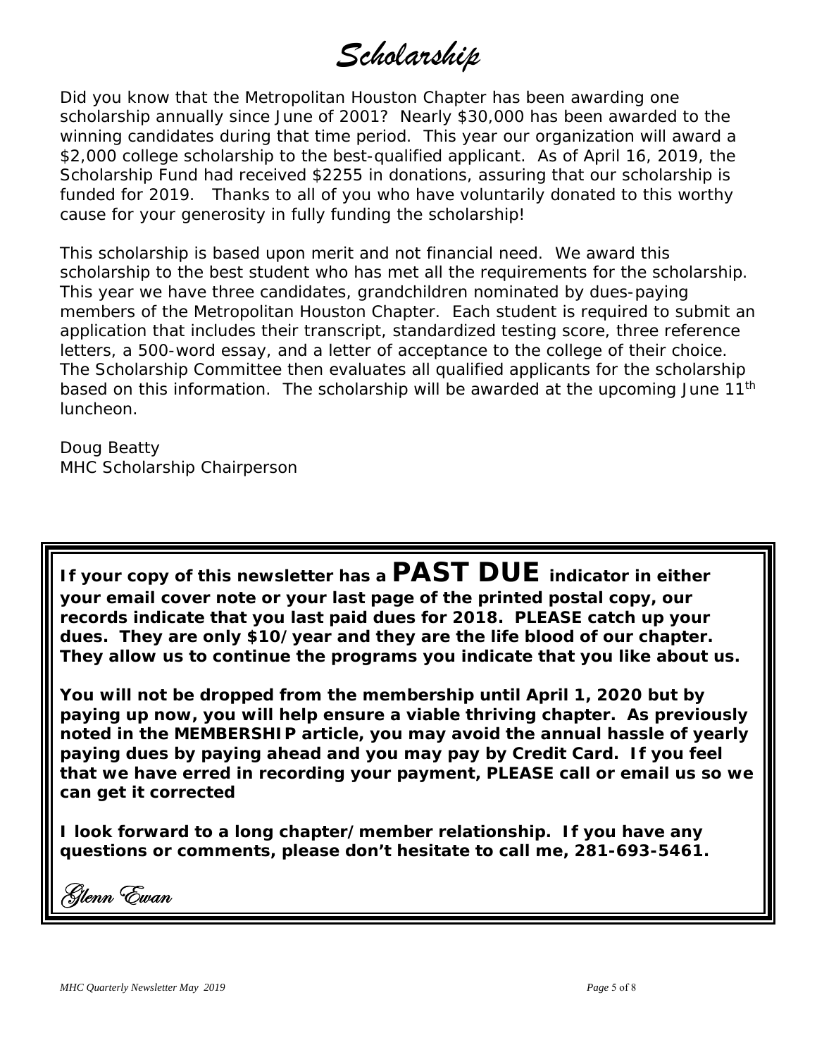# *Scholarship*

Did you know that the Metropolitan Houston Chapter has been awarding one scholarship annually since June of 2001? Nearly $30,000 has been awarded to the winning candidates during that time period. This year our organization will award a $2,000 college scholarship to the best-qualified applicant. As of April 16, 2019, the Scholarship Fund had received $2255 in donations, assuring that our scholarship is funded for 2019. Thanks to all of you who have voluntarily donated to this worthy cause for your generosity in fully funding the scholarship!

This scholarship is based upon merit and not financial need. We award this scholarship to the best student who has met all the requirements for the scholarship. This year we have three candidates, grandchildren nominated by dues-paying members of the Metropolitan Houston Chapter. Each student is required to submit an application that includes their transcript, standardized testing score, three reference letters, a 500-word essay, and a letter of acceptance to the college of their choice. The Scholarship Committee then evaluates all qualified applicants for the scholarship based on this information. The scholarship will be awarded at the upcoming June 11th luncheon.

Doug Beatty
MHC Scholarship Chairperson

**If your copy of this newsletter has a PAST DUE indicator in either your email cover note or your last page of the printed postal copy, our records indicate that you last paid dues for 2018. PLEASE catch up your dues. They are only $10/year and they are the life blood of our chapter. They allow us to continue the programs you indicate that you like about us.**

**You will not be dropped from the membership until April 1, 2020 but by paying up now, you will help ensure a viable thriving chapter. As previously noted in the MEMBERSHIP article, you may avoid the annual hassle of yearly paying dues by paying ahead and you may pay by Credit Card. If you feel that we have erred in recording your payment, PLEASE call or email us so we can get it corrected**

**I look forward to a long chapter/member relationship. If you have any questions or comments, please don't hesitate to call me, 281-693-5461.**

*Glenn Ewan*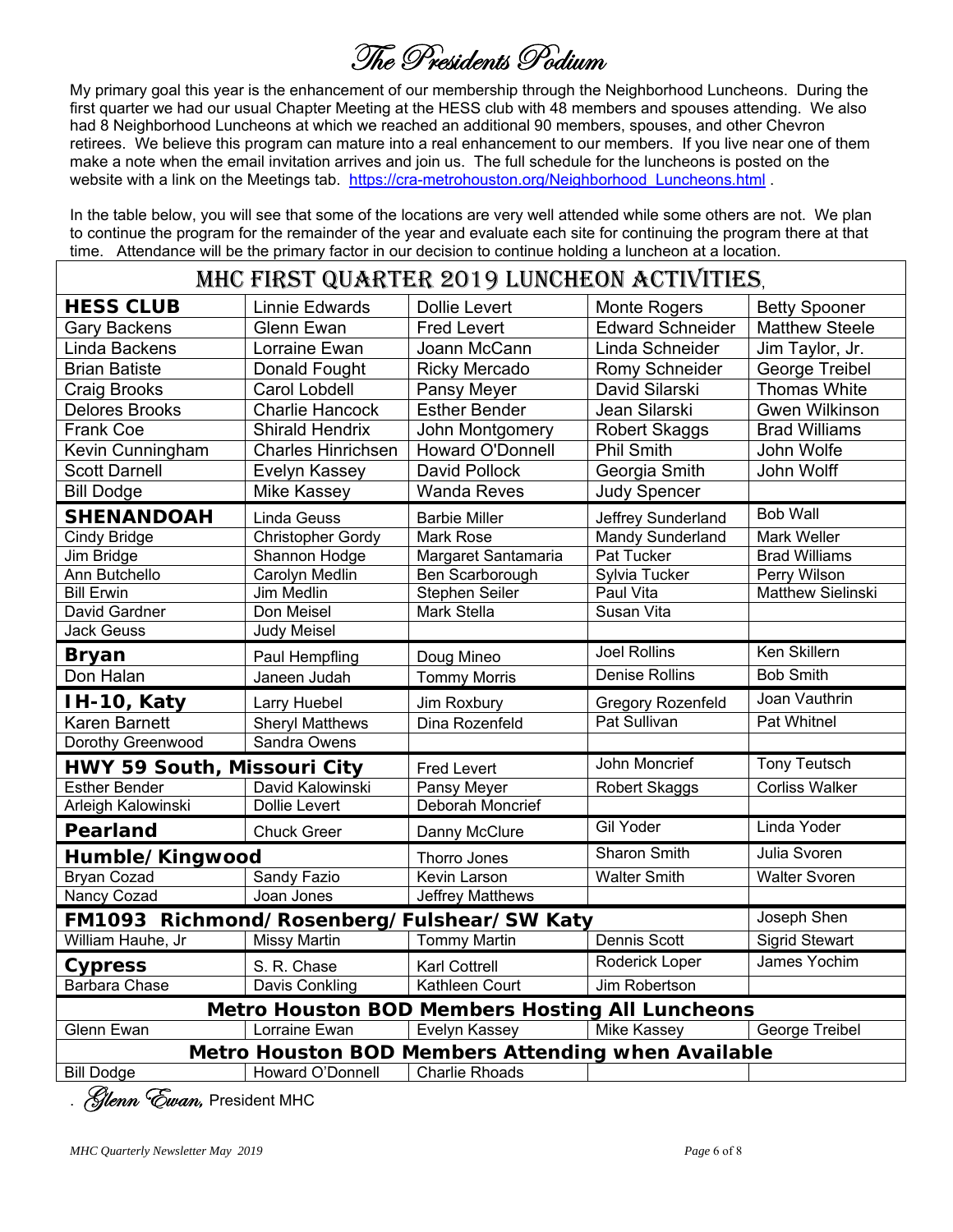# The Presidents Podium

My primary goal this year is the enhancement of our membership through the Neighborhood Luncheons. During the first quarter we had our usual Chapter Meeting at the HESS club with 48 members and spouses attending. We also had 8 Neighborhood Luncheons at which we reached an additional 90 members, spouses, and other Chevron retirees. We believe this program can mature into a real enhancement to our members. If you live near one of them make a note when the email invitation arrives and join us. The full schedule for the luncheons is posted on the website with a link on the Meetings tab. https://cra-metrohouston.org/Neighborhood_Luncheons.html .

In the table below, you will see that some of the locations are very well attended while some others are not. We plan to continue the program for the remainder of the year and evaluate each site for continuing the program there at that time. Attendance will be the primary factor in our decision to continue holding a luncheon at a location.

## MHC First Quarter 2019 Luncheon Activities

| | | | | |
|---|---|---|---|---|
| **HESS CLUB** | Linnie Edwards | Dollie Levert | Monte Rogers | Betty Spooner |
| Gary Backens | Glenn Ewan | Fred Levert | Edward Schneider | Matthew Steele |
| Linda Backens | Lorraine Ewan | Joann McCann | Linda Schneider | Jim Taylor, Jr. |
| Brian Batiste | Donald Fought | Ricky Mercado | Romy Schneider | George Treibel |
| Craig Brooks | Carol Lobdell | Pansy Meyer | David Silarski | Thomas White |
| Delores Brooks | Charlie Hancock | Esther Bender | Jean Silarski | Gwen Wilkinson |
| Frank Coe | Shirald Hendrix | John Montgomery | Robert Skaggs | Brad Williams |
| Kevin Cunningham | Charles Hinrichsen | Howard O'Donnell | Phil Smith | John Wolfe |
| Scott Darnell | Evelyn Kassey | David Pollock | Georgia Smith | John Wolff |
| Bill Dodge | Mike Kassey | Wanda Reves | Judy Spencer | |
| **SHENANDOAH** | Linda Geuss | Barbie Miller | Jeffrey Sunderland | Bob Wall |
| Cindy Bridge | Christopher Gordy | Mark Rose | Mandy Sunderland | Mark Weller |
| Jim Bridge | Shannon Hodge | Margaret Santamaria | Pat Tucker | Brad Williams |
| Ann Butchello | Carolyn Medlin | Ben Scarborough | Sylvia Tucker | Perry Wilson |
| Bill Erwin | Jim Medlin | Stephen Seiler | Paul Vita | Matthew Sielinski |
| David Gardner | Don Meisel | Mark Stella | Susan Vita | |
| Jack Geuss | Judy Meisel | | | |
| **Bryan** | Paul Hempfling | Doug Mineo | Joel Rollins | Ken Skillern |
| Don Halan | Janeen Judah | Tommy Morris | Denise Rollins | Bob Smith |
| **IH-10, Katy** | Larry Huebel | Jim Roxbury | Gregory Rozenfeld | Joan Vauthrin |
| Karen Barnett | Sheryl Matthews | Dina Rozenfeld | Pat Sullivan | Pat Whitnel |
| Dorothy Greenwood | Sandra Owens | | | |
| **HWY 59 South, Missouri City** | | Fred Levert | John Moncrief | Tony Teutsch |
| Esther Bender | David Kalowinski | Pansy Meyer | Robert Skaggs | Corliss Walker |
| Arleigh Kalowinski | Dollie Levert | Deborah Moncrief | | |
| **Pearland** | Chuck Greer | Danny McClure | Gil Yoder | Linda Yoder |
| **Humble/Kingwood** | | Thorro Jones | Sharon Smith | Julia Svoren |
| Bryan Cozad | Sandy Fazio | Kevin Larson | Walter Smith | Walter Svoren |
| Nancy Cozad | Joan Jones | Jeffrey Matthews | | |
| **FM1093 Richmond/Rosenberg/Fulshear/SW Katy** | | | | Joseph Shen |
| William Hauhe, Jr | Missy Martin | Tommy Martin | Dennis Scott | Sigrid Stewart |
| **Cypress** | S. R. Chase | Karl Cottrell | Roderick Loper | James Yochim |
| Barbara Chase | Davis Conkling | Kathleen Court | Jim Robertson | |
| **Metro Houston BOD Members Hosting All Luncheons** | | | | |
| Glenn Ewan | Lorraine Ewan | Evelyn Kassey | Mike Kassey | George Treibel |
| **Metro Houston BOD Members Attending when Available** | | | | |
| Bill Dodge | Howard O'Donnell | Charlie Rhoads | | |

*Glenn Ewan*, President MHC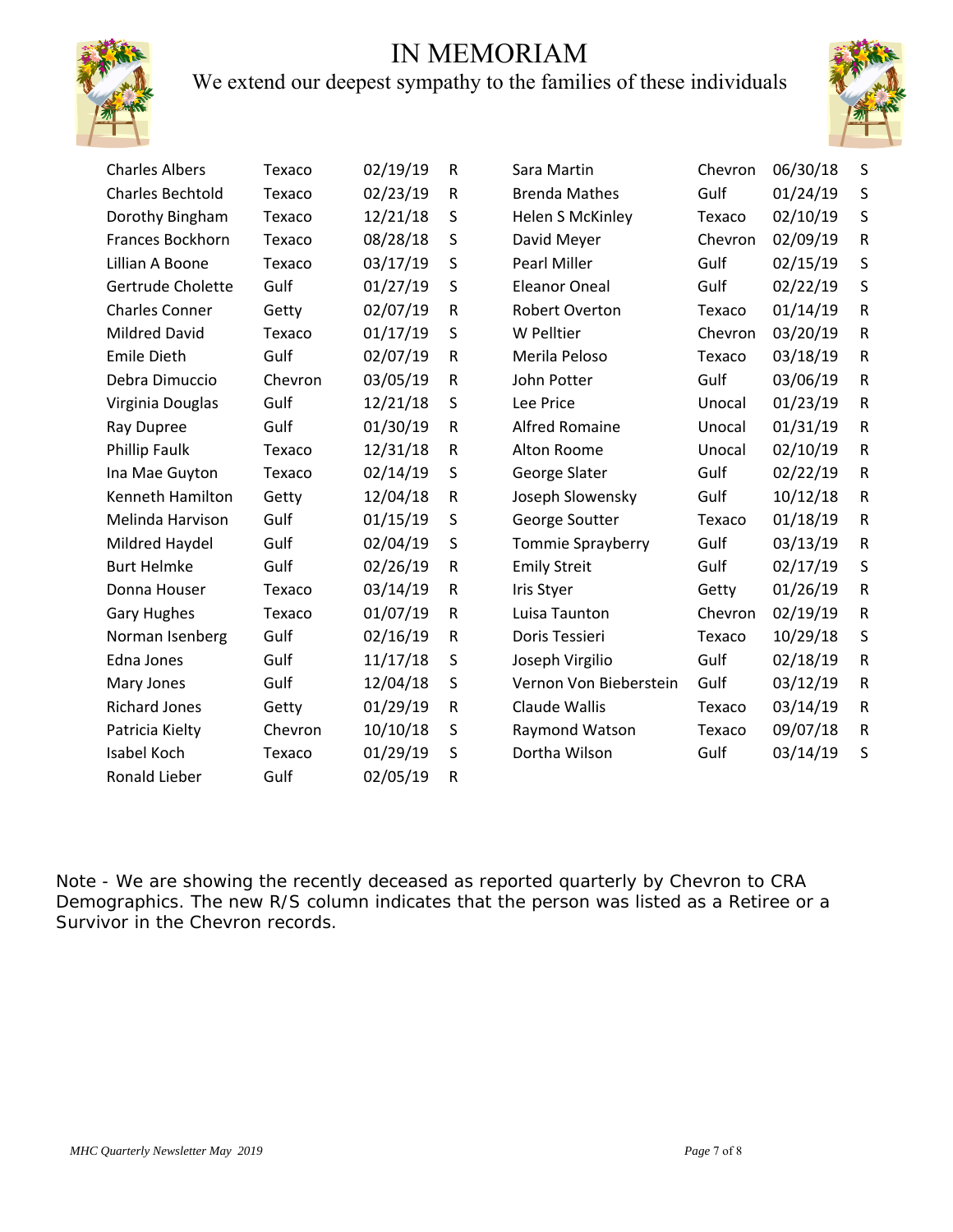# IN MEMORIAM

We extend our deepest sympathy to the families of these individuals

| Name | Company | Date | R/S |
|---|---|---|---|
| Charles Albers | Texaco | 02/19/19 | R |
| Charles Bechtold | Texaco | 02/23/19 | R |
| Dorothy Bingham | Texaco | 12/21/18 | S |
| Frances Bockhorn | Texaco | 08/28/18 | S |
| Lillian A Boone | Texaco | 03/17/19 | S |
| Gertrude Cholette | Gulf | 01/27/19 | S |
| Charles Conner | Getty | 02/07/19 | R |
| Mildred David | Texaco | 01/17/19 | S |
| Emile Dieth | Gulf | 02/07/19 | R |
| Debra Dimuccio | Chevron | 03/05/19 | R |
| Virginia Douglas | Gulf | 12/21/18 | S |
| Ray Dupree | Gulf | 01/30/19 | R |
| Phillip Faulk | Texaco | 12/31/18 | R |
| Ina Mae Guyton | Texaco | 02/14/19 | S |
| Kenneth Hamilton | Getty | 12/04/18 | R |
| Melinda Harvison | Gulf | 01/15/19 | S |
| Mildred Haydel | Gulf | 02/04/19 | S |
| Burt Helmke | Gulf | 02/26/19 | R |
| Donna Houser | Texaco | 03/14/19 | R |
| Gary Hughes | Texaco | 01/07/19 | R |
| Norman Isenberg | Gulf | 02/16/19 | R |
| Edna Jones | Gulf | 11/17/18 | S |
| Mary Jones | Gulf | 12/04/18 | S |
| Richard Jones | Getty | 01/29/19 | R |
| Patricia Kielty | Chevron | 10/10/18 | S |
| Isabel Koch | Texaco | 01/29/19 | S |
| Ronald Lieber | Gulf | 02/05/19 | R |
| Sara Martin | Chevron | 06/30/18 | S |
| Brenda Mathes | Gulf | 01/24/19 | S |
| Helen S McKinley | Texaco | 02/10/19 | S |
| David Meyer | Chevron | 02/09/19 | R |
| Pearl Miller | Gulf | 02/15/19 | S |
| Eleanor Oneal | Gulf | 02/22/19 | S |
| Robert Overton | Texaco | 01/14/19 | R |
| W Pelltier | Chevron | 03/20/19 | R |
| Merila Peloso | Texaco | 03/18/19 | R |
| John Potter | Gulf | 03/06/19 | R |
| Lee Price | Unocal | 01/23/19 | R |
| Alfred Romaine | Unocal | 01/31/19 | R |
| Alton Roome | Unocal | 02/10/19 | R |
| George Slater | Gulf | 02/22/19 | R |
| Joseph Slowensky | Gulf | 10/12/18 | R |
| George Soutter | Texaco | 01/18/19 | R |
| Tommie Sprayberry | Gulf | 03/13/19 | R |
| Emily Streit | Gulf | 02/17/19 | S |
| Iris Styer | Getty | 01/26/19 | R |
| Luisa Taunton | Chevron | 02/19/19 | R |
| Doris Tessieri | Texaco | 10/29/18 | S |
| Joseph Virgilio | Gulf | 02/18/19 | R |
| Vernon Von Bieberstein | Gulf | 03/12/19 | R |
| Claude Wallis | Texaco | 03/14/19 | R |
| Raymond Watson | Texaco | 09/07/18 | R |
| Dortha Wilson | Gulf | 03/14/19 | S |

Note - We are showing the recently deceased as reported quarterly by Chevron to CRA Demographics. The new R/S column indicates that the person was listed as a Retiree or a Survivor in the Chevron records.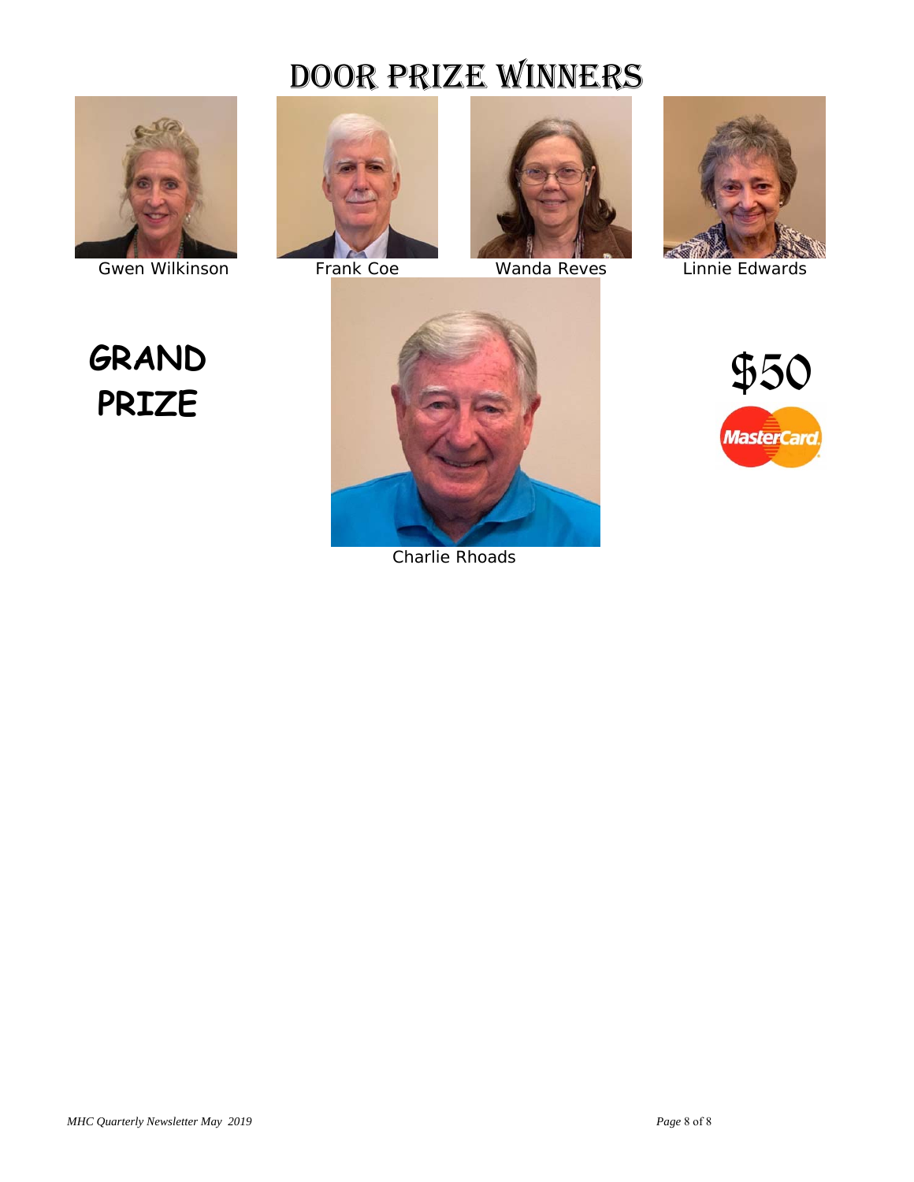# DOOR PRIZE WINNERS

Gwen Wilkinson

Frank Coe

Wanda Reves

Linnie Edwards

**GRAND PRIZE**

Charlie Rhoads

$50

MasterCard